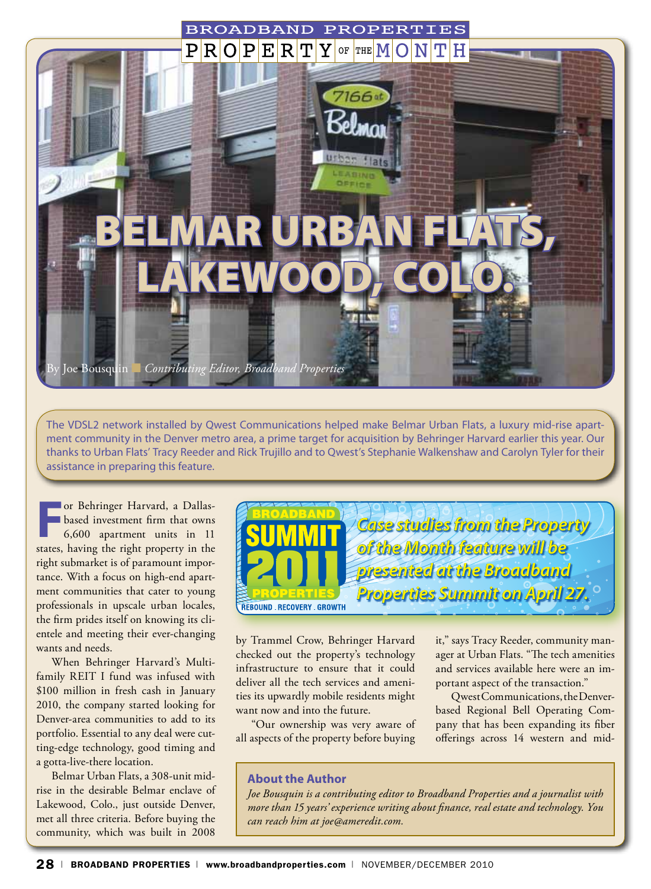BROADBAND PROPERTIES PROPERTY OF THE MONTH

# BELMAR URBAN FLATS, LAKEWOOD, COLO.

By Joe Bousquin ■ *Contributing Editor, Broadband Properties*

The VDSL2 network installed by Qwest Communications helped make Belmar Urban Flats, a luxury mid-rise apartment community in the Denver metro area, a prime target for acquisition by Behringer Harvard earlier this year. Our thanks to Urban Flats' Tracy Reeder and Rick Trujillo and to Qwest's Stephanie Walkenshaw and Carolyn Tyler for their assistance in preparing this feature.

For Behringer Harvard, a Dallas-based investment firm that owns 6,600 apartment units in 11 states, having the right property in the right submarket is of paramount importance. With a focus on high-end apartment communities that cater to young professionals in upscale urban locales, the firm prides itself on knowing its clientele and meeting their ever-changing wants and needs.

When Behringer Harvard's Multifamily REIT I fund was infused with $100 million in fresh cash in January 2010, the company started looking for Denver-area communities to add to its portfolio. Essential to any deal were cutting-edge technology, good timing and a gotta-live-there location.

Belmar Urban Flats, a 308-unit mid-rise in the desirable Belmar enclave of Lakewood, Colo., just outside Denver, met all three criteria. Before buying the community, which was built in 2008 by Trammel Crow, Behringer Harvard checked out the property's technology infrastructure to ensure that it could deliver all the tech services and amenities its upwardly mobile residents might want now and into the future.

"Our ownership was very aware of all aspects of the property before buying it," says Tracy Reeder, community manager at Urban Flats. "The tech amenities and services available here were an important aspect of the transaction."

Qwest Communications, the Denver-based Regional Bell Operating Company that has been expanding its fiber offerings across 14 western and mid-

BROADBAND SUMMIT 2011 PROPERTIES — REBOUND . RECOVERY . GROWTH

*Case studies from the Property of the Month feature will be presented at the Broadband Properties Summit on April 27.*

### About the Author

*Joe Bousquin is a contributing editor to Broadband Properties and a journalist with more than 15 years' experience writing about finance, real estate and technology. You can reach him at joe@ameredit.com.*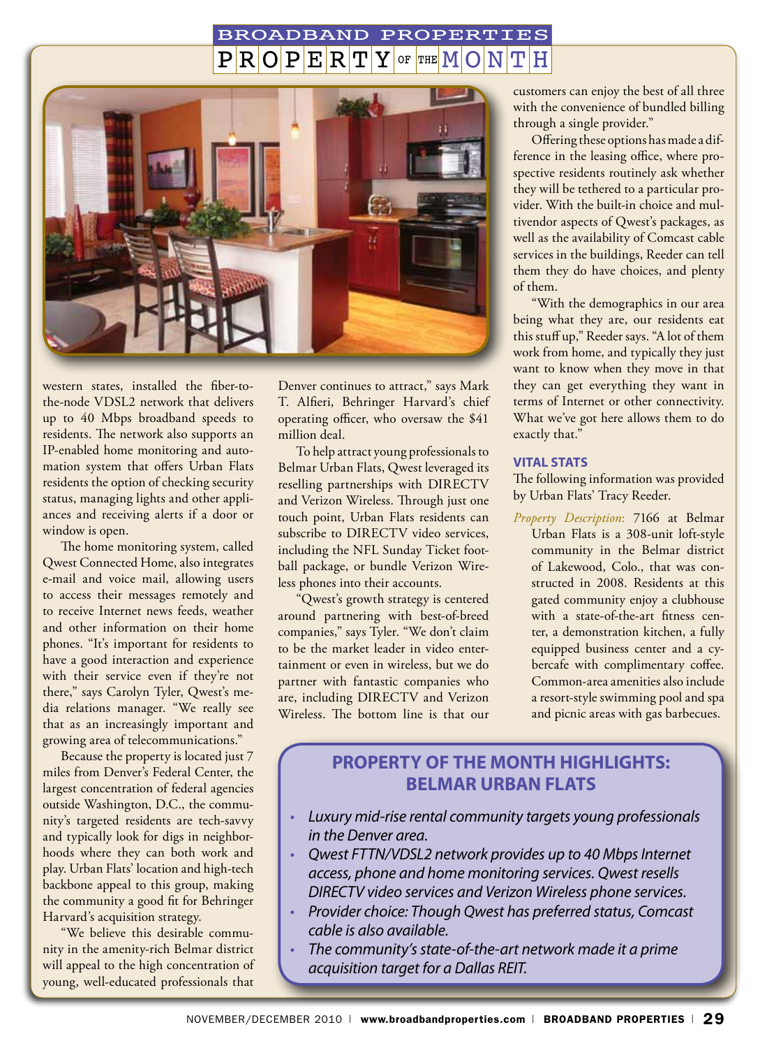western states, installed the fiber-to-the-node VDSL2 network that delivers up to 40 Mbps broadband speeds to residents. The network also supports an IP-enabled home monitoring and automation system that offers Urban Flats residents the option of checking security status, managing lights and other appliances and receiving alerts if a door or window is open.

The home monitoring system, called Qwest Connected Home, also integrates e-mail and voice mail, allowing users to access their messages remotely and to receive Internet news feeds, weather and other information on their home phones. "It's important for residents to have a good interaction and experience with their service even if they're not there," says Carolyn Tyler, Qwest's media relations manager. "We really see that as an increasingly important and growing area of telecommunications."

Because the property is located just 7 miles from Denver's Federal Center, the largest concentration of federal agencies outside Washington, D.C., the community's targeted residents are tech-savvy and typically look for digs in neighborhoods where they can both work and play. Urban Flats' location and high-tech backbone appeal to this group, making the community a good fit for Behringer Harvard's acquisition strategy.

"We believe this desirable community in the amenity-rich Belmar district will appeal to the high concentration of young, well-educated professionals that Denver continues to attract," says Mark T. Alfieri, Behringer Harvard's chief operating officer, who oversaw the $41 million deal.

To help attract young professionals to Belmar Urban Flats, Qwest leveraged its reselling partnerships with DIRECTV and Verizon Wireless. Through just one touch point, Urban Flats residents can subscribe to DIRECTV video services, including the NFL Sunday Ticket football package, or bundle Verizon Wireless phones into their accounts.

"Qwest's growth strategy is centered around partnering with best-of-breed companies," says Tyler. "We don't claim to be the market leader in video entertainment or even in wireless, but we do partner with fantastic companies who are, including DIRECTV and Verizon Wireless. The bottom line is that our customers can enjoy the best of all three with the convenience of bundled billing through a single provider."

Offering these options has made a difference in the leasing office, where prospective residents routinely ask whether they will be tethered to a particular provider. With the built-in choice and multivendor aspects of Qwest's packages, as well as the availability of Comcast cable services in the buildings, Reeder can tell them they do have choices, and plenty of them.

"With the demographics in our area being what they are, our residents eat this stuff up," Reeder says. "A lot of them work from home, and typically they just want to know when they move in that they can get everything they want in terms of Internet or other connectivity. What we've got here allows them to do exactly that."

### VITAL STATS

The following information was provided by Urban Flats' Tracy Reeder.

*Property Description*: 7166 at Belmar Urban Flats is a 308-unit loft-style community in the Belmar district of Lakewood, Colo., that was constructed in 2008. Residents at this gated community enjoy a clubhouse with a state-of-the-art fitness center, a demonstration kitchen, a fully equipped business center and a cybercafe with complimentary coffee. Common-area amenities also include a resort-style swimming pool and spa and picnic areas with gas barbecues.

## PROPERTY OF THE MONTH HIGHLIGHTS: BELMAR URBAN FLATS

- *Luxury mid-rise rental community targets young professionals in the Denver area.*
- *Qwest FTTN/VDSL2 network provides up to 40 Mbps Internet access, phone and home monitoring services. Qwest resells DIRECTV video services and Verizon Wireless phone services.*
- *Provider choice: Though Qwest has preferred status, Comcast cable is also available.*
- *The community's state-of-the-art network made it a prime acquisition target for a Dallas REIT.*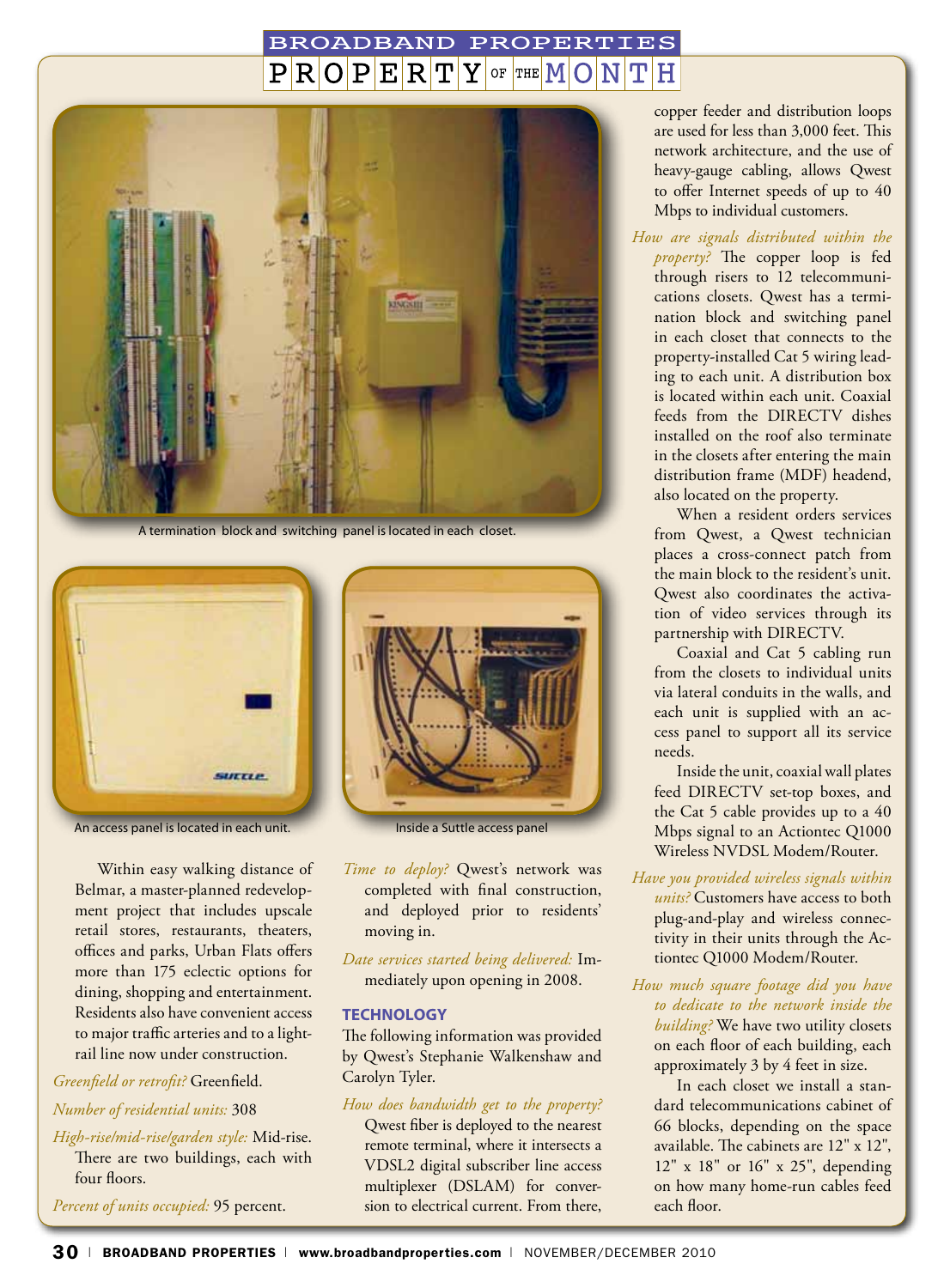## PROPERTY OF THE MONTH

A termination block and switching panel is located in each closet.

An access panel is located in each unit.

Inside a Suttle access panel

Within easy walking distance of Belmar, a master-planned redevelopment project that includes upscale retail stores, restaurants, theaters, offices and parks, Urban Flats offers more than 175 eclectic options for dining, shopping and entertainment. Residents also have convenient access to major traffic arteries and to a light-rail line now under construction.

*Greenfield or retrofit?* Greenfield.

*Number of residential units:* 308

*High-rise/mid-rise/garden style:* Mid-rise. There are two buildings, each with four floors.

*Percent of units occupied:* 95 percent.

*Time to deploy?* Qwest's network was completed with final construction, and deployed prior to residents' moving in.

*Date services started being delivered:* Immediately upon opening in 2008.

### TECHNOLOGY

The following information was provided by Qwest's Stephanie Walkenshaw and Carolyn Tyler.

*How does bandwidth get to the property?* Qwest fiber is deployed to the nearest remote terminal, where it intersects a VDSL2 digital subscriber line access multiplexer (DSLAM) for conversion to electrical current. From there, copper feeder and distribution loops are used for less than 3,000 feet. This network architecture, and the use of heavy-gauge cabling, allows Qwest to offer Internet speeds of up to 40 Mbps to individual customers.

*How are signals distributed within the property?* The copper loop is fed through risers to 12 telecommunications closets. Qwest has a termination block and switching panel in each closet that connects to the property-installed Cat 5 wiring leading to each unit. A distribution box is located within each unit. Coaxial feeds from the DIRECTV dishes installed on the roof also terminate in the closets after entering the main distribution frame (MDF) headend, also located on the property.

When a resident orders services from Qwest, a Qwest technician places a cross-connect patch from the main block to the resident's unit. Qwest also coordinates the activation of video services through its partnership with DIRECTV.

Coaxial and Cat 5 cabling run from the closets to individual units via lateral conduits in the walls, and each unit is supplied with an access panel to support all its service needs.

Inside the unit, coaxial wall plates feed DIRECTV set-top boxes, and the Cat 5 cable provides up to a 40 Mbps signal to an Actiontec Q1000 Wireless NVDSL Modem/Router.

*Have you provided wireless signals within units?* Customers have access to both plug-and-play and wireless connectivity in their units through the Actiontec Q1000 Modem/Router.

*How much square footage did you have to dedicate to the network inside the building?* We have two utility closets on each floor of each building, each approximately 3 by 4 feet in size.

In each closet we install a standard telecommunications cabinet of 66 blocks, depending on the space available. The cabinets are 12" x 12", 12" x 18" or 16" x 25", depending on how many home-run cables feed each floor.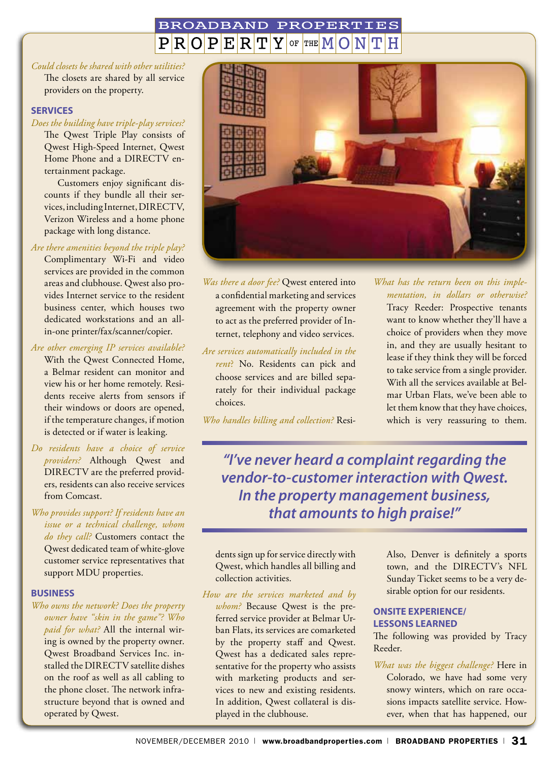*Could closets be shared with other utilities?* The closets are shared by all service providers on the property.

## SERVICES

*Does the building have triple-play services?* The Qwest Triple Play consists of Qwest High-Speed Internet, Qwest Home Phone and a DIRECTV entertainment package.

Customers enjoy significant discounts if they bundle all their services, including Internet, DIRECTV, Verizon Wireless and a home phone package with long distance.

*Are there amenities beyond the triple play?* Complimentary Wi-Fi and video services are provided in the common areas and clubhouse. Qwest also provides Internet service to the resident business center, which houses two dedicated workstations and an all-in-one printer/fax/scanner/copier.

*Are other emerging IP services available?* With the Qwest Connected Home, a Belmar resident can monitor and view his or her home remotely. Residents receive alerts from sensors if their windows or doors are opened, if the temperature changes, if motion is detected or if water is leaking.

*Do residents have a choice of service providers?* Although Qwest and DIRECTV are the preferred providers, residents can also receive services from Comcast.

*Who provides support? If residents have an issue or a technical challenge, whom do they call?* Customers contact the Qwest dedicated team of white-glove customer service representatives that support MDU properties.

## BUSINESS

*Who owns the network? Does the property owner have "skin in the game"? Who paid for what?* All the internal wiring is owned by the property owner. Qwest Broadband Services Inc. installed the DIRECTV satellite dishes on the roof as well as all cabling to the phone closet. The network infrastructure beyond that is owned and operated by Qwest.

*Was there a door fee?* Qwest entered into a confidential marketing and services agreement with the property owner to act as the preferred provider of Internet, telephony and video services.

*Are services automatically included in the rent?* No. Residents can pick and choose services and are billed separately for their individual package choices.

*Who handles billing and collection?* Residents sign up for service directly with Qwest, which handles all billing and collection activities.

*How are the services marketed and by whom?* Because Qwest is the preferred service provider at Belmar Urban Flats, its services are comarketed by the property staff and Qwest. Qwest has a dedicated sales representative for the property who assists with marketing products and services to new and existing residents. In addition, Qwest collateral is displayed in the clubhouse.

*What has the return been on this implementation, in dollars or otherwise?* Tracy Reeder: Prospective tenants want to know whether they'll have a choice of providers when they move in, and they are usually hesitant to lease if they think they will be forced to take service from a single provider. With all the services available at Belmar Urban Flats, we've been able to let them know that they have choices, which is very reassuring to them.

> **"I've never heard a complaint regarding the vendor-to-customer interaction with Qwest. In the property management business, that amounts to high praise!"**

Also, Denver is definitely a sports town, and the DIRECTV's NFL Sunday Ticket seems to be a very desirable option for our residents.

## ONSITE EXPERIENCE/ LESSONS LEARNED

The following was provided by Tracy Reeder.

*What was the biggest challenge?* Here in Colorado, we have had some very snowy winters, which on rare occasions impacts satellite service. However, when that has happened, our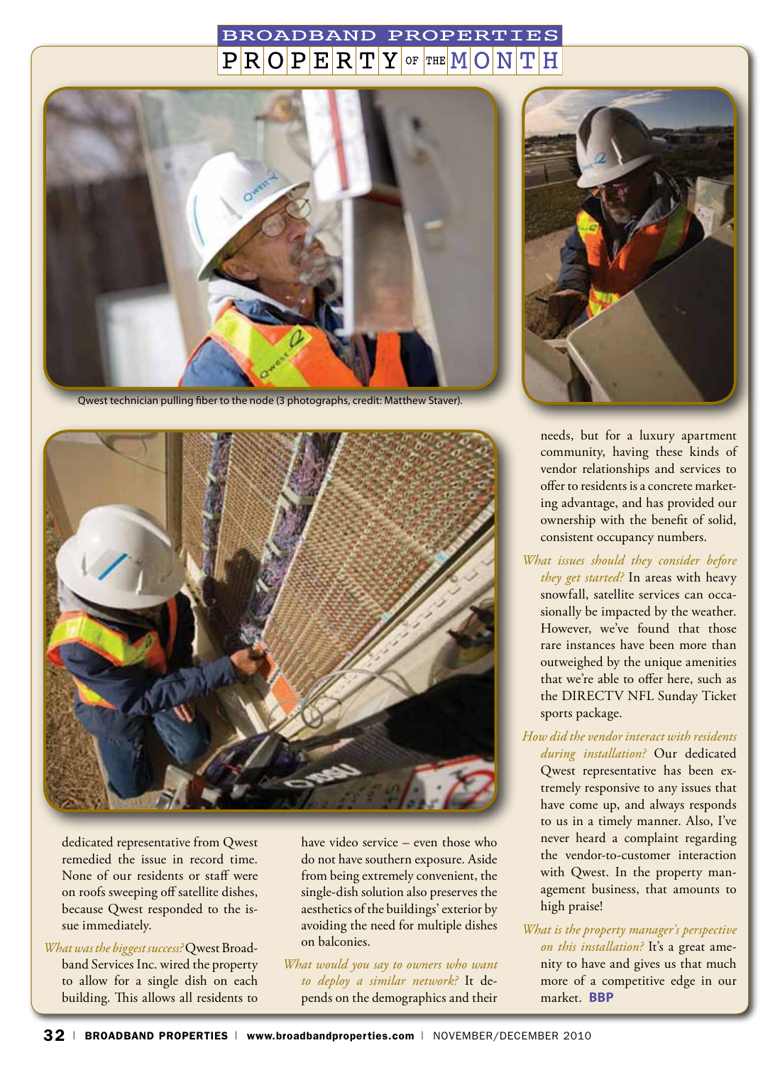# BROADBAND PROPERTIES PROPERTY OF THE MONTH

Qwest technician pulling fiber to the node (3 photographs, credit: Matthew Staver).

dedicated representative from Qwest remedied the issue in record time. None of our residents or staff were on roofs sweeping off satellite dishes, because Qwest responded to the issue immediately.

*What was the biggest success?* Qwest Broadband Services Inc. wired the property to allow for a single dish on each building. This allows all residents to have video service – even those who do not have southern exposure. Aside from being extremely convenient, the single-dish solution also preserves the aesthetics of the buildings' exterior by avoiding the need for multiple dishes on balconies.

*What would you say to owners who want to deploy a similar network?* It depends on the demographics and their needs, but for a luxury apartment community, having these kinds of vendor relationships and services to offer to residents is a concrete marketing advantage, and has provided our ownership with the benefit of solid, consistent occupancy numbers.

*What issues should they consider before they get started?* In areas with heavy snowfall, satellite services can occasionally be impacted by the weather. However, we've found that those rare instances have been more than outweighed by the unique amenities that we're able to offer here, such as the DIRECTV NFL Sunday Ticket sports package.

*How did the vendor interact with residents during installation?* Our dedicated Qwest representative has been extremely responsive to any issues that have come up, and always responds to us in a timely manner. Also, I've never heard a complaint regarding the vendor-to-customer interaction with Qwest. In the property management business, that amounts to high praise!

*What is the property manager's perspective on this installation?* It's a great amenity to have and gives us that much more of a competitive edge in our market. **BBP**